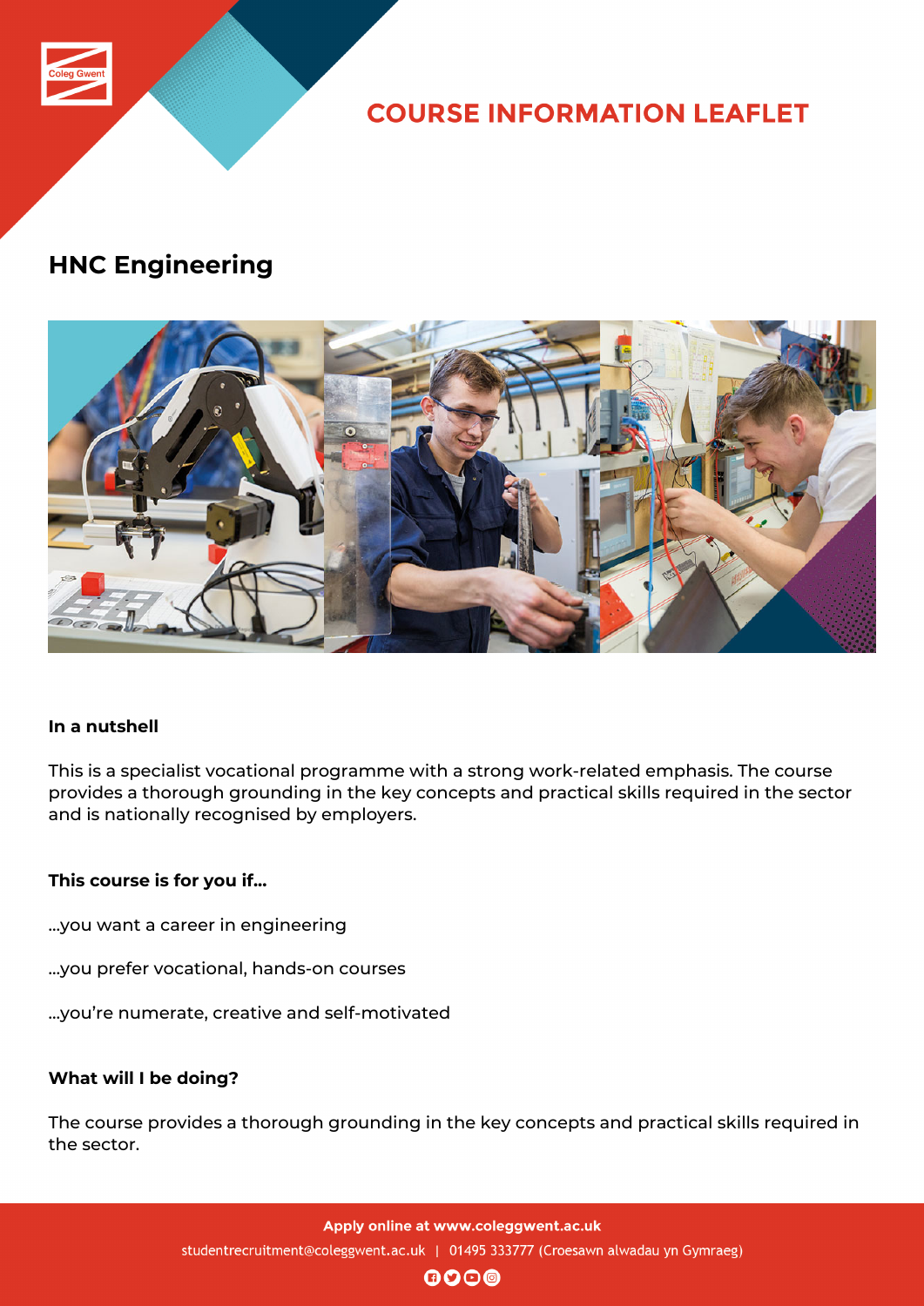Coleg Gwent

# COURSE INFORMATION LEAFLET

## HNC Engineering

### In a nutshell

This is a specialist vocational programme with a strong work-related emphasis. The course provides a thorough grounding in the key concepts and practical skills required in the sector and is nationally recognised by employers.

### This course is for you if...

...you want a career in engineering

...you prefer vocational, hands-on courses

...you're numerate, creative and self-motivated

### What will I be doing?

The course provides a thorough grounding in the key concepts and practical skills required in the sector.

**Apply online at www.coleggwent.ac.uk**

studentrecruitment@coleggwent.ac.uk | 01495 333777 (Croesawn alwadau yn Gymraeg)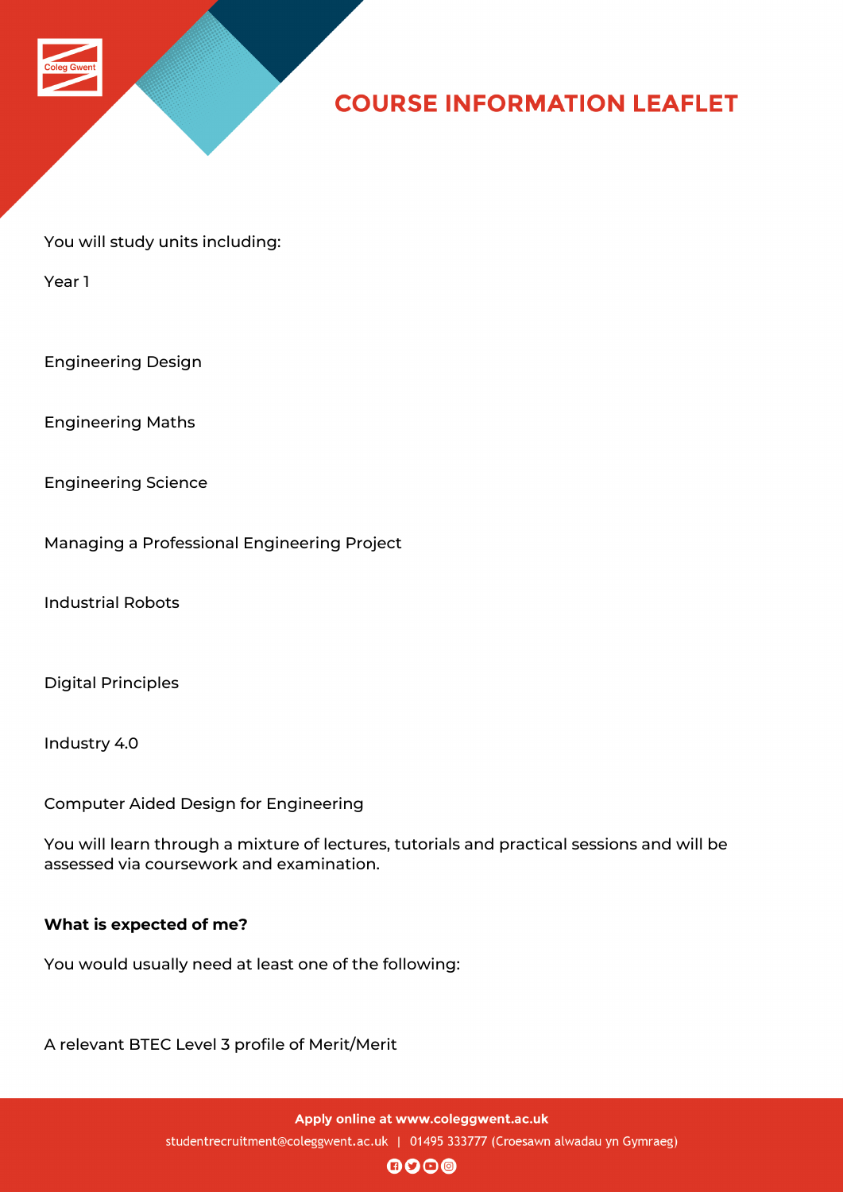You will study units including:

Year 1

Engineering Design

Engineering Maths

Engineering Science

Managing a Professional Engineering Project

Industrial Robots

Digital Principles

Industry 4.0

Computer Aided Design for Engineering

You will learn through a mixture of lectures, tutorials and practical sessions and will be assessed via coursework and examination.

**What is expected of me?**

You would usually need at least one of the following:

A relevant BTEC Level 3 profile of Merit/Merit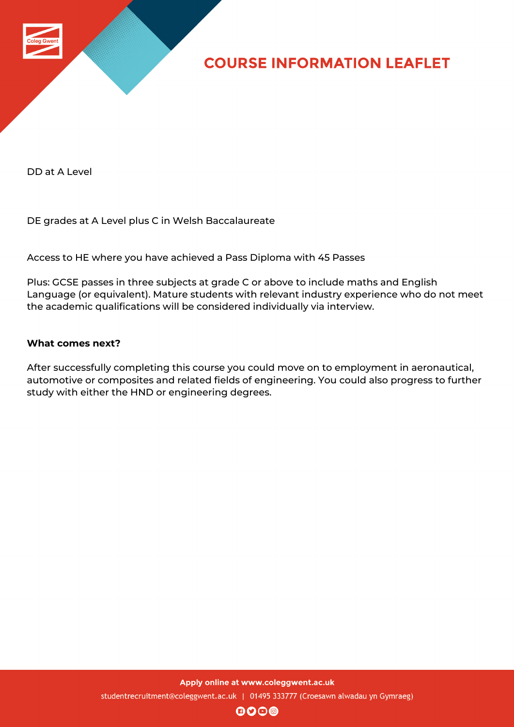DD at A Level

DE grades at A Level plus C in Welsh Baccalaureate

Access to HE where you have achieved a Pass Diploma with 45 Passes

Plus: GCSE passes in three subjects at grade C or above to include maths and English Language (or equivalent). Mature students with relevant industry experience who do not meet the academic qualifications will be considered individually via interview.

**What comes next?**

After successfully completing this course you could move on to employment in aeronautical, automotive or composites and related fields of engineering. You could also progress to further study with either the HND or engineering degrees.